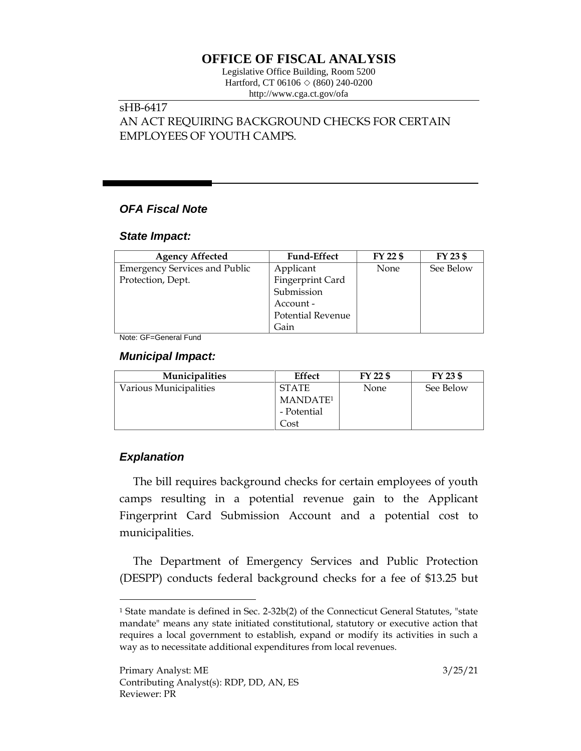# OFFICE OF FISCAL ANALYSIS

Legislative Office Building, Room 5200
Hartford, CT 06106 ◇ (860) 240-0200
http://www.cga.ct.gov/ofa

sHB-6417
AN ACT REQUIRING BACKGROUND CHECKS FOR CERTAIN EMPLOYEES OF YOUTH CAMPS.

### *OFA Fiscal Note*

### *State Impact:*

| Agency Affected | Fund-Effect | FY 22 $ | FY 23 $ |
|---|---|---|---|
| Emergency Services and Public Protection, Dept. | Applicant Fingerprint Card Submission Account - Potential Revenue Gain | None | See Below |

Note: GF=General Fund

### *Municipal Impact:*

| Municipalities | Effect | FY 22 $ | FY 23 $ |
|---|---|---|---|
| Various Municipalities | STATE MANDATE[1] - Potential Cost | None | See Below |

### *Explanation*

The bill requires background checks for certain employees of youth camps resulting in a potential revenue gain to the Applicant Fingerprint Card Submission Account and a potential cost to municipalities.

The Department of Emergency Services and Public Protection (DESPP) conducts federal background checks for a fee of $13.25 but

[1] State mandate is defined in Sec. 2-32b(2) of the Connecticut General Statutes, "state mandate" means any state initiated constitutional, statutory or executive action that requires a local government to establish, expand or modify its activities in such a way as to necessitate additional expenditures from local revenues.

Primary Analyst: ME
Contributing Analyst(s): RDP, DD, AN, ES
Reviewer: PR

3/25/21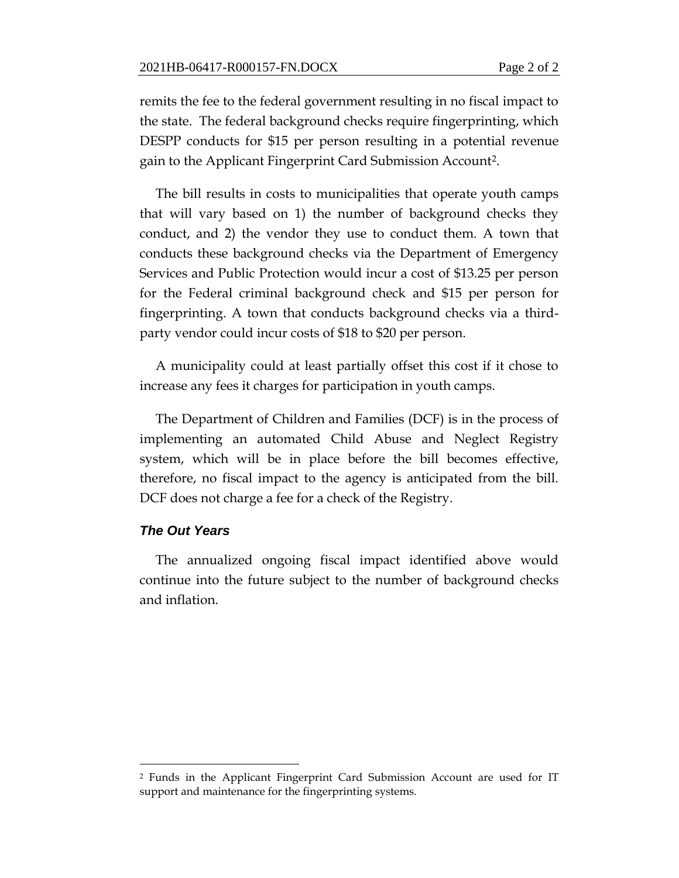remits the fee to the federal government resulting in no fiscal impact to the state. The federal background checks require fingerprinting, which DESPP conducts for $15 per person resulting in a potential revenue gain to the Applicant Fingerprint Card Submission Account[2].

The bill results in costs to municipalities that operate youth camps that will vary based on 1) the number of background checks they conduct, and 2) the vendor they use to conduct them. A town that conducts these background checks via the Department of Emergency Services and Public Protection would incur a cost of $13.25 per person for the Federal criminal background check and $15 per person for fingerprinting. A town that conducts background checks via a third-party vendor could incur costs of $18 to $20 per person.

A municipality could at least partially offset this cost if it chose to increase any fees it charges for participation in youth camps.

The Department of Children and Families (DCF) is in the process of implementing an automated Child Abuse and Neglect Registry system, which will be in place before the bill becomes effective, therefore, no fiscal impact to the agency is anticipated from the bill. DCF does not charge a fee for a check of the Registry.

### *The Out Years*

The annualized ongoing fiscal impact identified above would continue into the future subject to the number of background checks and inflation.

---

[2] Funds in the Applicant Fingerprint Card Submission Account are used for IT support and maintenance for the fingerprinting systems.